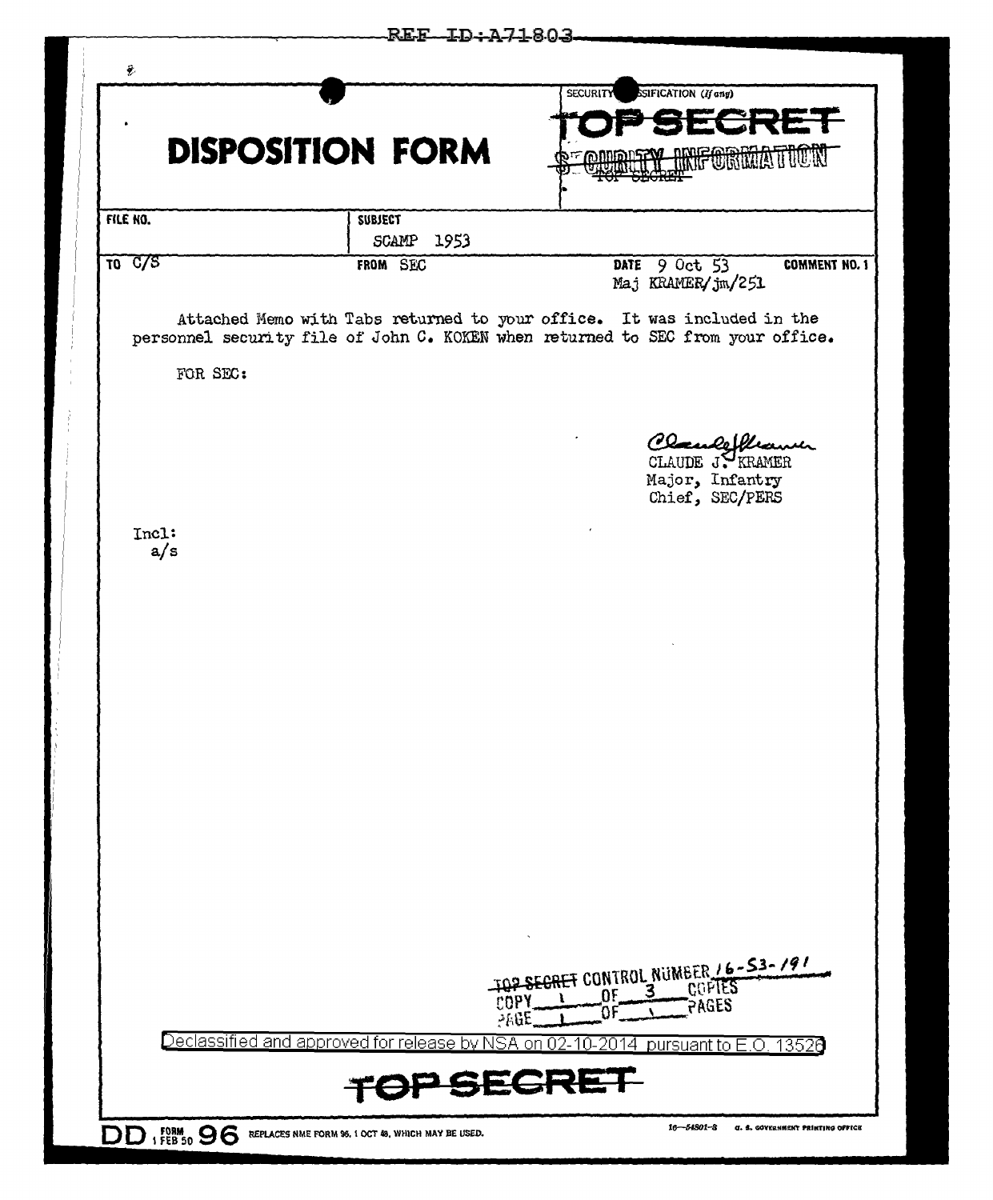REF ID:A71803

# DISPOSITION FORM

SECURITY CLASSIFICATION (If any)

**TOP SECRET**

~~SECURITY INFORMATION~~

| FILE NO. | SUBJECT | | |
|---|---|---|---|
| | SCAMP 1953 | | |
| TO C/S | FROM SEC | DATE 9 Oct 53<br>Maj KRAMER/jm/251 | COMMENT NO. 1 |

Attached Memo with Tabs returned to your office. It was included in the personnel security file of John C. KOKEN when returned to SEC from your office.

FOR SEC:

CLAUDE J. KRAMER
Major, Infantry
Chief, SEC/PERS

Incl:
a/s

~~TOP SECRET~~ CONTROL NUMBER 16-53-191
COPY 1 OF 3 COPIES
PAGE 1 OF 1 PAGES

Declassified and approved for release by NSA on 02-10-2014 pursuant to E.O. 13526

**TOP SECRET**

DD FORM 1 FEB 50 96 REPLACES NME FORM 96, 1 OCT 48, WHICH MAY BE USED.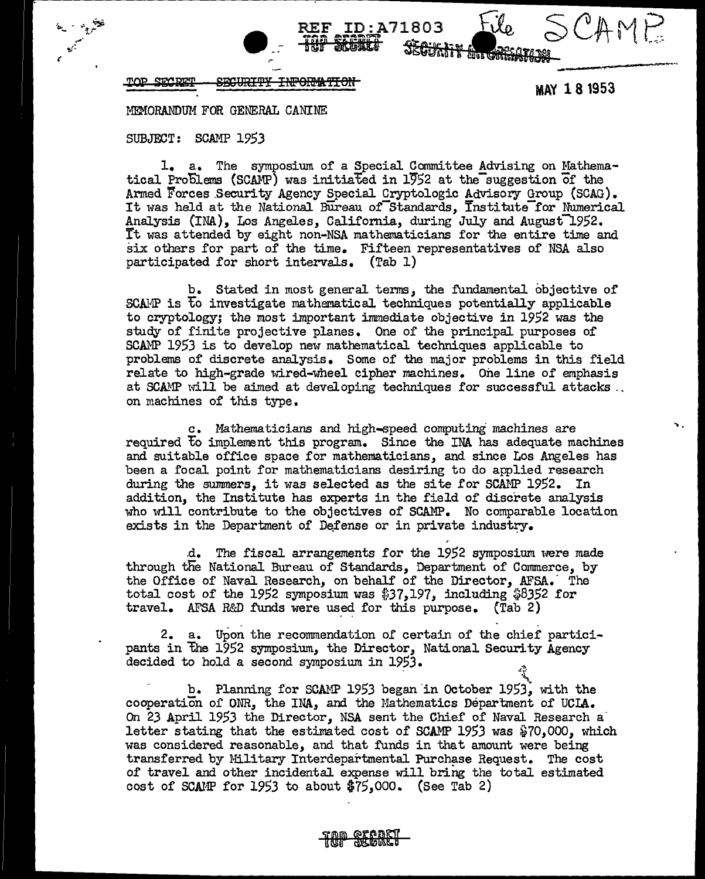TOP SECRET ~~SECURITY INFORMATION~~

MAY 18 1953

MEMORANDUM FOR GENERAL CANINE

SUBJECT: SCAMP 1953

1. a. The symposium of a Special Committee Advising on Mathematical Problems (SCAMP) was initiated in 1952 at the suggestion of the Armed Forces Security Agency Special Cryptologic Advisory Group (SCAG). It was held at the National Bureau of Standards, Institute for Numerical Analysis (INA), Los Angeles, California, during July and August 1952. It was attended by eight non-NSA mathematicians for the entire time and six others for part of the time. Fifteen representatives of NSA also participated for short intervals. (Tab 1)

b. Stated in most general terms, the fundamental objective of SCAMP is to investigate mathematical techniques potentially applicable to cryptology; the most important immediate objective in 1952 was the study of finite projective planes. One of the principal purposes of SCAMP 1953 is to develop new mathematical techniques applicable to problems of discrete analysis. Some of the major problems in this field relate to high-grade wired-wheel cipher machines. One line of emphasis at SCAMP will be aimed at developing techniques for successful attacks on machines of this type.

c. Mathematicians and high-speed computing machines are required to implement this program. Since the INA has adequate machines and suitable office space for mathematicians, and since Los Angeles has been a focal point for mathematicians desiring to do applied research during the summers, it was selected as the site for SCAMP 1952. In addition, the Institute has experts in the field of discrete analysis who will contribute to the objectives of SCAMP. No comparable location exists in the Department of Defense or in private industry.

d. The fiscal arrangements for the 1952 symposium were made through the National Bureau of Standards, Department of Commerce, by the Office of Naval Research, on behalf of the Director, AFSA. The total cost of the 1952 symposium was $37,197, including $8352 for travel. AFSA R&D funds were used for this purpose. (Tab 2)

2. a. Upon the recommendation of certain of the chief participants in the 1952 symposium, the Director, National Security Agency decided to hold a second symposium in 1953.

b. Planning for SCAMP 1953 began in October 1953, with the cooperation of ONR, the INA, and the Mathematics Department of UCLA. On 23 April 1953 the Director, NSA sent the Chief of Naval Research a letter stating that the estimated cost of SCAMP 1953 was $70,000, which was considered reasonable, and that funds in that amount were being transferred by Military Interdepartmental Purchase Request. The cost of travel and other incidental expense will bring the total estimated cost of SCAMP for 1953 to about $75,000. (See Tab 2)

TOP SECRET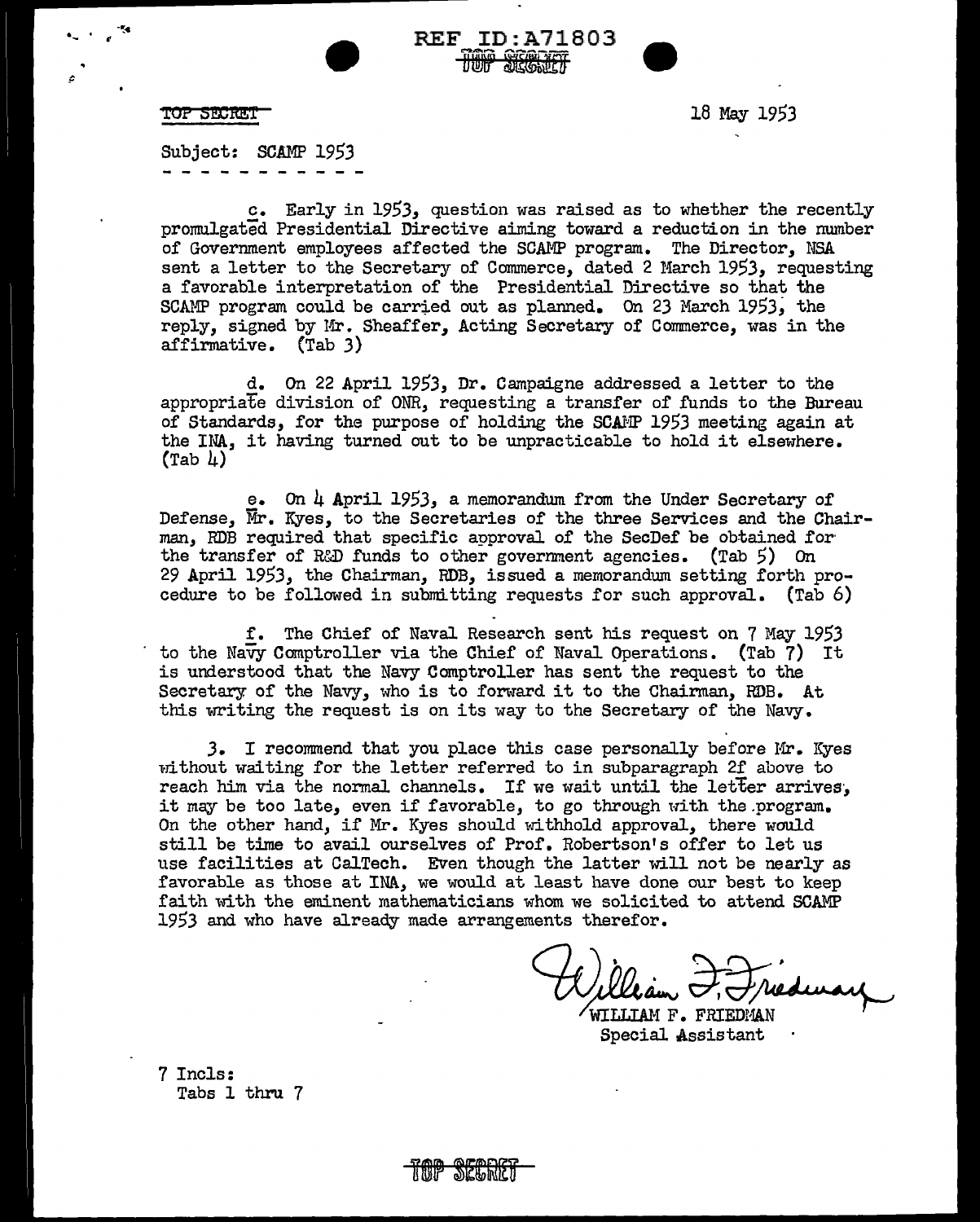REF ID:A71803

TOP SECRET

TOP SECRET 18 May 1953

Subject: SCAMP 1953

c. Early in 1953, question was raised as to whether the recently promulgated Presidential Directive aiming toward a reduction in the number of Government employees affected the SCAMP program. The Director, NSA sent a letter to the Secretary of Commerce, dated 2 March 1953, requesting a favorable interpretation of the Presidential Directive so that the SCAMP program could be carried out as planned. On 23 March 1953, the reply, signed by Mr. Sheaffer, Acting Secretary of Commerce, was in the affirmative. (Tab 3)

d. On 22 April 1953, Dr. Campaigne addressed a letter to the appropriate division of ONR, requesting a transfer of funds to the Bureau of Standards, for the purpose of holding the SCAMP 1953 meeting again at the INA, it having turned out to be unpracticable to hold it elsewhere. (Tab 4)

e. On 4 April 1953, a memorandum from the Under Secretary of Defense, Mr. Kyes, to the Secretaries of the three Services and the Chairman, RDB required that specific approval of the SecDef be obtained for the transfer of R&D funds to other government agencies. (Tab 5) On 29 April 1953, the Chairman, RDB, issued a memorandum setting forth procedure to be followed in submitting requests for such approval. (Tab 6)

f. The Chief of Naval Research sent his request on 7 May 1953 to the Navy Comptroller via the Chief of Naval Operations. (Tab 7) It is understood that the Navy Comptroller has sent the request to the Secretary of the Navy, who is to forward it to the Chairman, RDB. At this writing the request is on its way to the Secretary of the Navy.

3. I recommend that you place this case personally before Mr. Kyes without waiting for the letter referred to in subparagraph 2f above to reach him via the normal channels. If we wait until the letter arrives, it may be too late, even if favorable, to go through with the program. On the other hand, if Mr. Kyes should withhold approval, there would still be time to avail ourselves of Prof. Robertson's offer to let us use facilities at CalTech. Even though the latter will not be nearly as favorable as those at INA, we would at least have done our best to keep faith with the eminent mathematicians whom we solicited to attend SCAMP 1953 and who have already made arrangements therefor.

William F. Friedman

WILLIAM F. FRIEDMAN
Special Assistant

7 Incls:
Tabs 1 thru 7

TOP SECRET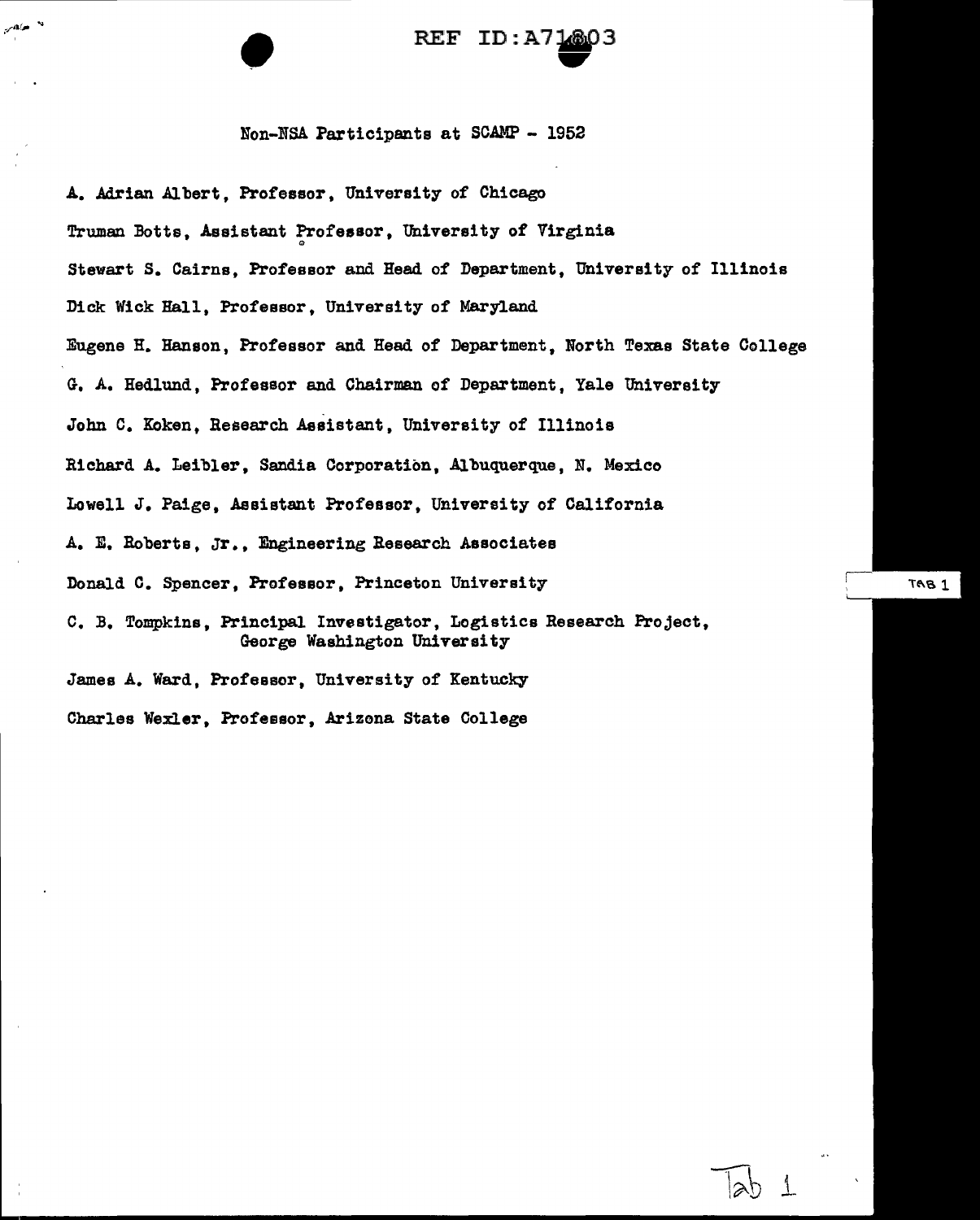Non-NSA Participants at SCAMP - 1952

A. Adrian Albert, Professor, University of Chicago

Truman Botts, Assistant Professor, University of Virginia

Stewart S. Cairns, Professor and Head of Department, University of Illinois

Dick Wick Hall, Professor, University of Maryland

Eugene H. Hanson, Professor and Head of Department, North Texas State College

G. A. Hedlund, Professor and Chairman of Department, Yale University

John C. Koken, Research Assistant, University of Illinois

Richard A. Leibler, Sandia Corporation, Albuquerque, N. Mexico

Lowell J. Paige, Assistant Professor, University of California

A. E. Roberts, Jr., Engineering Research Associates

Donald C. Spencer, Professor, Princeton University

C. B. Tompkins, Principal Investigator, Logistics Research Project, George Washington University

James A. Ward, Professor, University of Kentucky

Charles Wexler, Professor, Arizona State College

TAB 1

Tab 1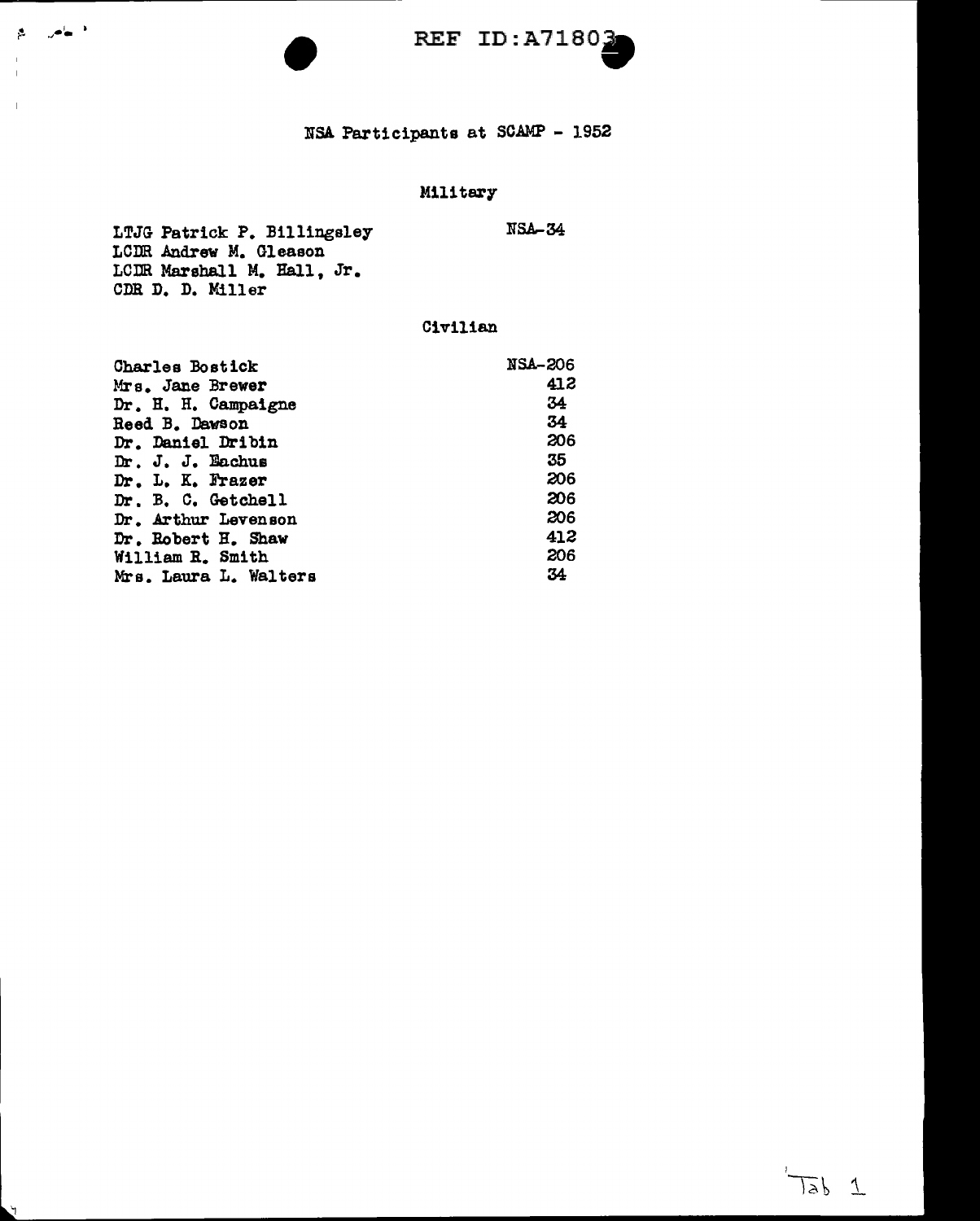REF ID:A71803

# NSA Participants at SCAMP - 1952

## Military

| | |
|---|---|
| LTJG Patrick P. Billingsley | NSA-34 |
| LCDR Andrew M. Gleason | |
| LCDR Marshall M. Hall, Jr. | |
| CDR D. D. Miller | |

## Civilian

| | |
|---|---|
| Charles Bostick | NSA-206 |
| Mrs. Jane Brewer | 412 |
| Dr. H. H. Campaigne | 34 |
| Reed B. Dawson | 34 |
| Dr. Daniel Dribin | 206 |
| Dr. J. J. Eachus | 35 |
| Dr. L. K. Frazer | 206 |
| Dr. B. C. Getchell | 206 |
| Dr. Arthur Levenson | 206 |
| Dr. Robert H. Shaw | 412 |
| William R. Smith | 206 |
| Mrs. Laura L. Walters | 34 |

Tab 1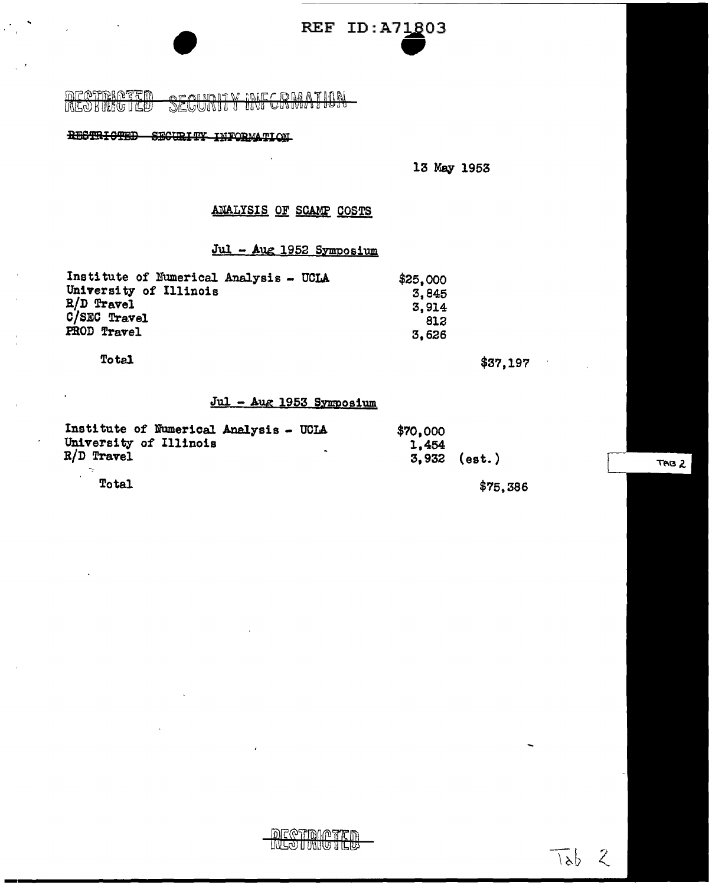RESTRICTED SECURITY INFORMATION

RESTRICTED SECURITY INFORMATION

13 May 1953

## ANALYSIS OF SCAMP COSTS

### Jul - Aug 1952 Symposium

| | | |
|---|---|---|
| Institute of Numerical Analysis - UCLA | $25,000 | |
| University of Illinois | 3,845 | |
| R/D Travel | 3,914 | |
| C/SEC Travel | 812 | |
| PROD Travel | 3,626 | |
| Total | | $37,197 |

### Jul - Aug 1953 Symposium

| | | |
|---|---|---|
| Institute of Numerical Analysis - UCLA | $70,000 | |
| University of Illinois | 1,454 | |
| R/D Travel | 3,932 (est.) | |
| Total | | $75,386 |

TAB 2

RESTRICTED

Tab 2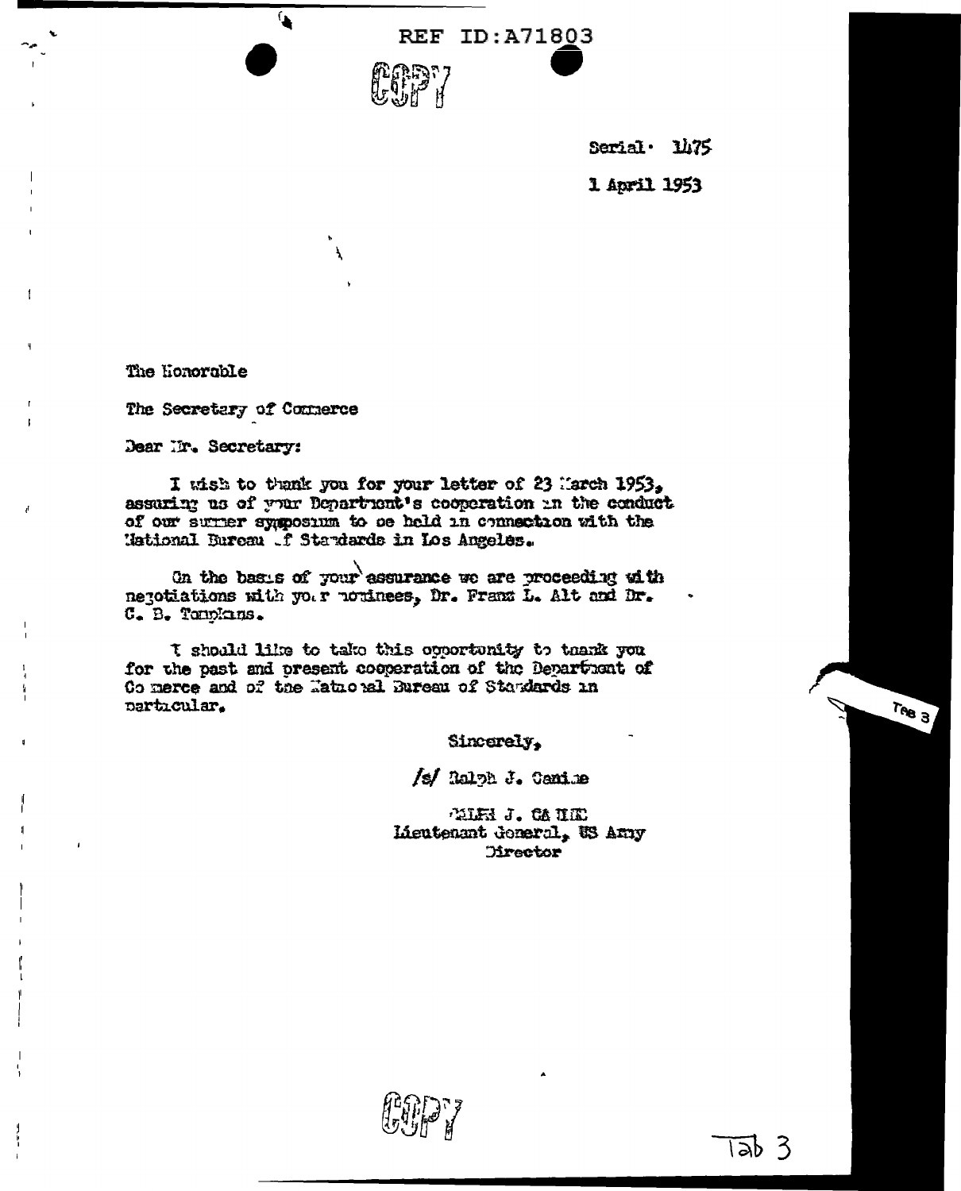REF ID:A71803

COPY

Serial · 1475

1 April 1953

The Honorable

The Secretary of Commerce

Dear Mr. Secretary:

I wish to thank you for your letter of 23 March 1953, assuring us of your Department's cooperation in the conduct of our summer symposium to be held in connection with the National Bureau of Standards in Los Angeles.

On the basis of your assurance we are proceeding with negotiations with your nominees, Dr. Franz L. Alt and Dr. C. B. Tompkins.

I should like to take this opportunity to thank you for the past and present cooperation of the Department of Commerce and of the National Bureau of Standards in particular.

Sincerely,

/s/ Ralph J. Canine

RALPH J. CANINE
Lieutenant General, US Army
Director

Tab 3

COPY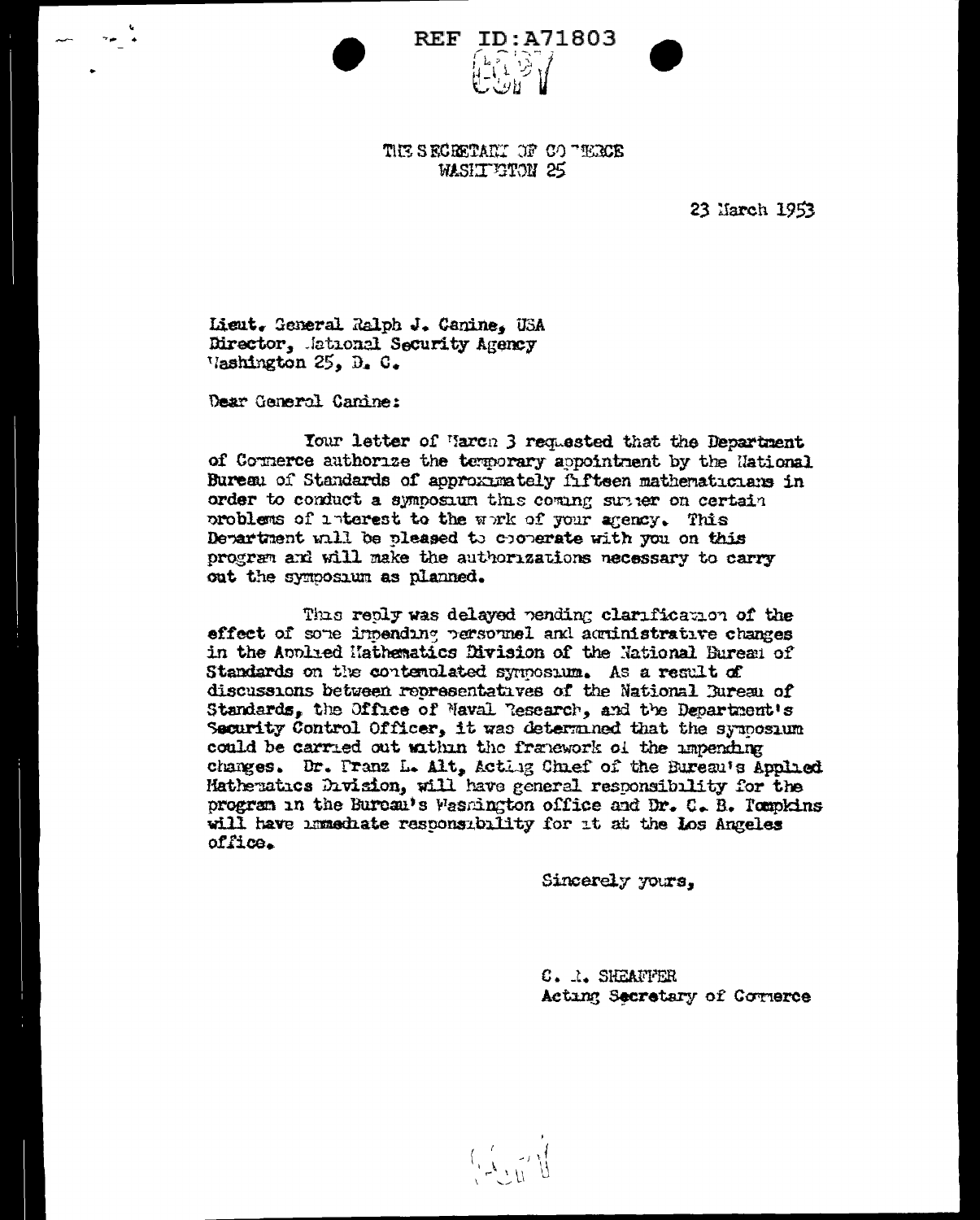REF ID:A71803

COPY

THE SECRETARY OF COMMERCE
WASHINGTON 25

23 March 1953

Lieut. General Ralph J. Canine, USA
Director, National Security Agency
Washington 25, D. C.

Dear General Canine:

Your letter of March 3 requested that the Department of Commerce authorize the temporary appointment by the National Bureau of Standards of approximately fifteen mathematicians in order to conduct a symposium this coming summer on certain problems of interest to the work of your agency. This Department will be pleased to cooperate with you on this program and will make the authorizations necessary to carry out the symposium as planned.

This reply was delayed pending clarification of the effect of some impending personnel and administrative changes in the Applied Mathematics Division of the National Bureau of Standards on the contemplated symposium. As a result of discussions between representatives of the National Bureau of Standards, the Office of Naval Research, and the Department's Security Control Officer, it was determined that the symposium could be carried out within the framework of the impending changes. Dr. Franz L. Alt, Acting Chief of the Bureau's Applied Mathematics Division, will have general responsibility for the program in the Bureau's Washington office and Dr. C. B. Tompkins will have immediate responsibility for it at the Los Angeles office.

Sincerely yours,

C. R. SHEAFFER
Acting Secretary of Commerce

COPY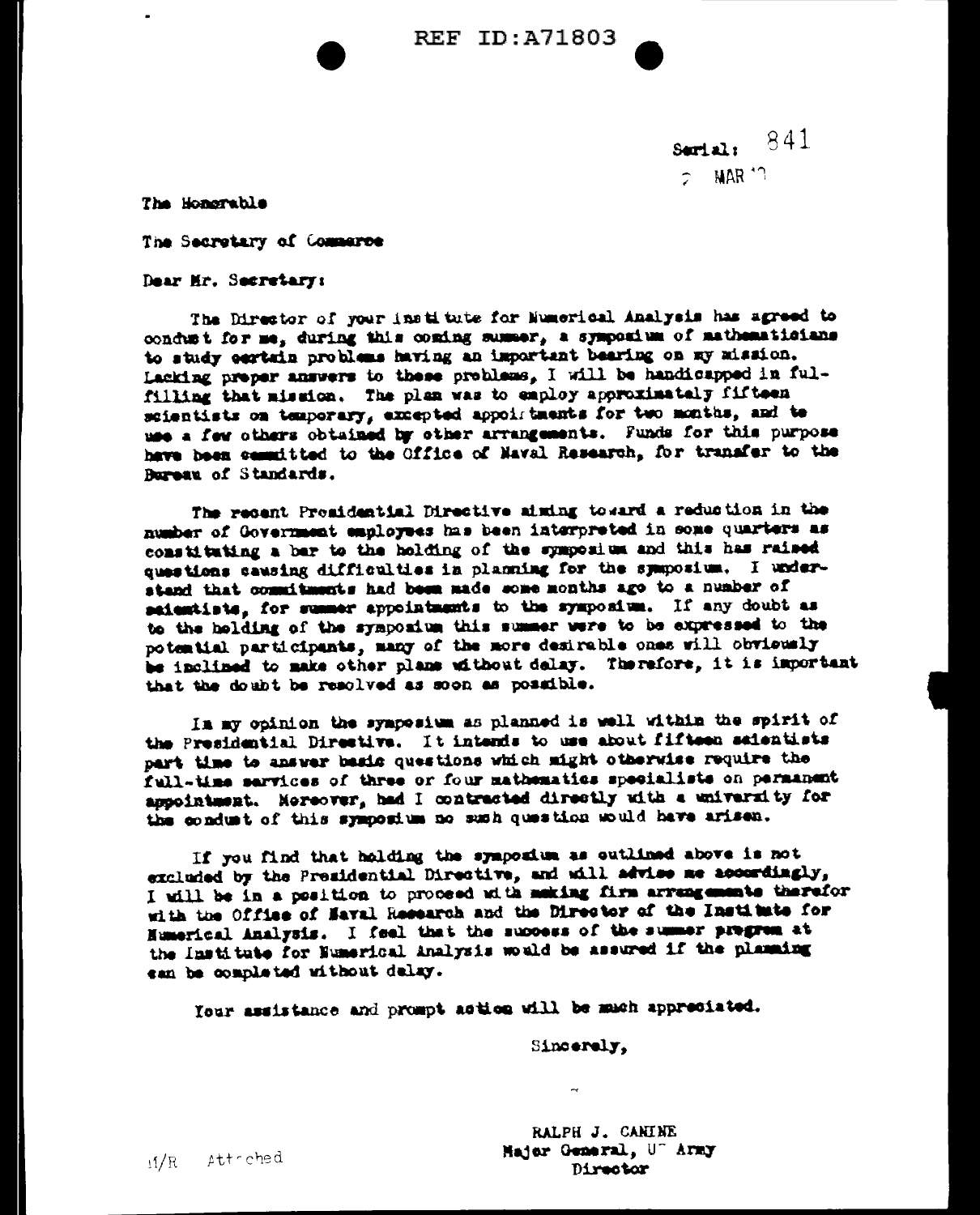REF ID:A71803

Serial: 841

7 MAR 50

The Honorable

The Secretary of Commerce

Dear Mr. Secretary:

The Director of your Institute for Numerical Analysis has agreed to conduct for me, during this coming summer, a symposium of mathematicians to study certain problems having an important bearing on my mission. Lacking proper answers to these problems, I will be handicapped in fulfilling that mission. The plan was to employ approximately fifteen scientists on temporary, excepted appointments for two months, and to use a few others obtained by other arrangements. Funds for this purpose have been committed to the Office of Naval Research, for transfer to the Bureau of Standards.

The recent Presidential Directive aiming toward a reduction in the number of Government employees has been interpreted in some quarters as constituting a bar to the holding of the symposium and this has raised questions causing difficulties in planning for the symposium. I understand that commitments had been made some months ago to a number of scientists, for summer appointments to the symposium. If any doubt as to the holding of the symposium this summer were to be expressed to the potential participants, many of the more desirable ones will obviously be inclined to make other plans without delay. Therefore, it is important that the doubt be resolved as soon as possible.

In my opinion the symposium as planned is well within the spirit of the Presidential Directive. It intends to use about fifteen scientists part time to answer basic questions which might otherwise require the full-time services of three or four mathematics specialists on permanent appointment. Moreover, had I contracted directly with a university for the conduct of this symposium no such question would have arisen.

If you find that holding the symposium as outlined above is not excluded by the Presidential Directive, and will advise me accordingly, I will be in a position to proceed with making firm arrangements therefor with the Office of Naval Research and the Director of the Institute for Numerical Analysis. I feel that the success of the summer program at the Institute for Numerical Analysis would be assured if the planning can be completed without delay.

Your assistance and prompt action will be much appreciated.

Sincerely,

RALPH J. CANINE
Major General, US Army
Director

M/R Attached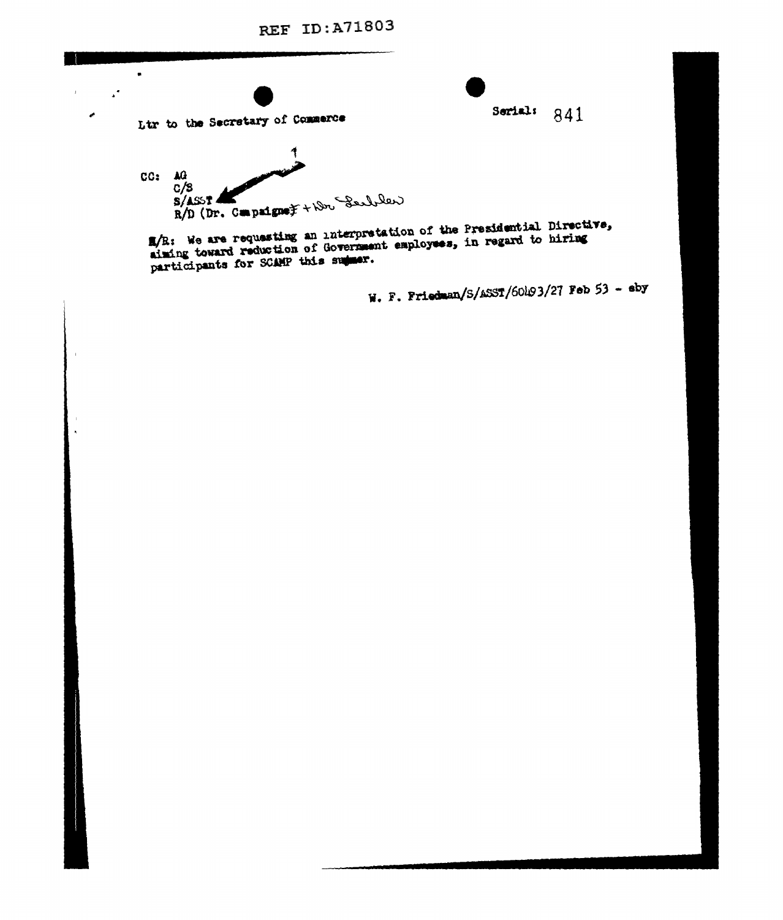REF ID:A71803

Ltr to the Secretary of Commerce

Serial: 841

CC: AG
C/S
S/ASST
R/D (Dr. Campaigne) + Dr Leibler

M/R: We are requesting an interpretation of the Presidential Directive, aiming toward reduction of Government employees, in regard to hiring participants for SCAMP this summer.

W. F. Friedman/S/ASST/60493/27 Feb 53 - eby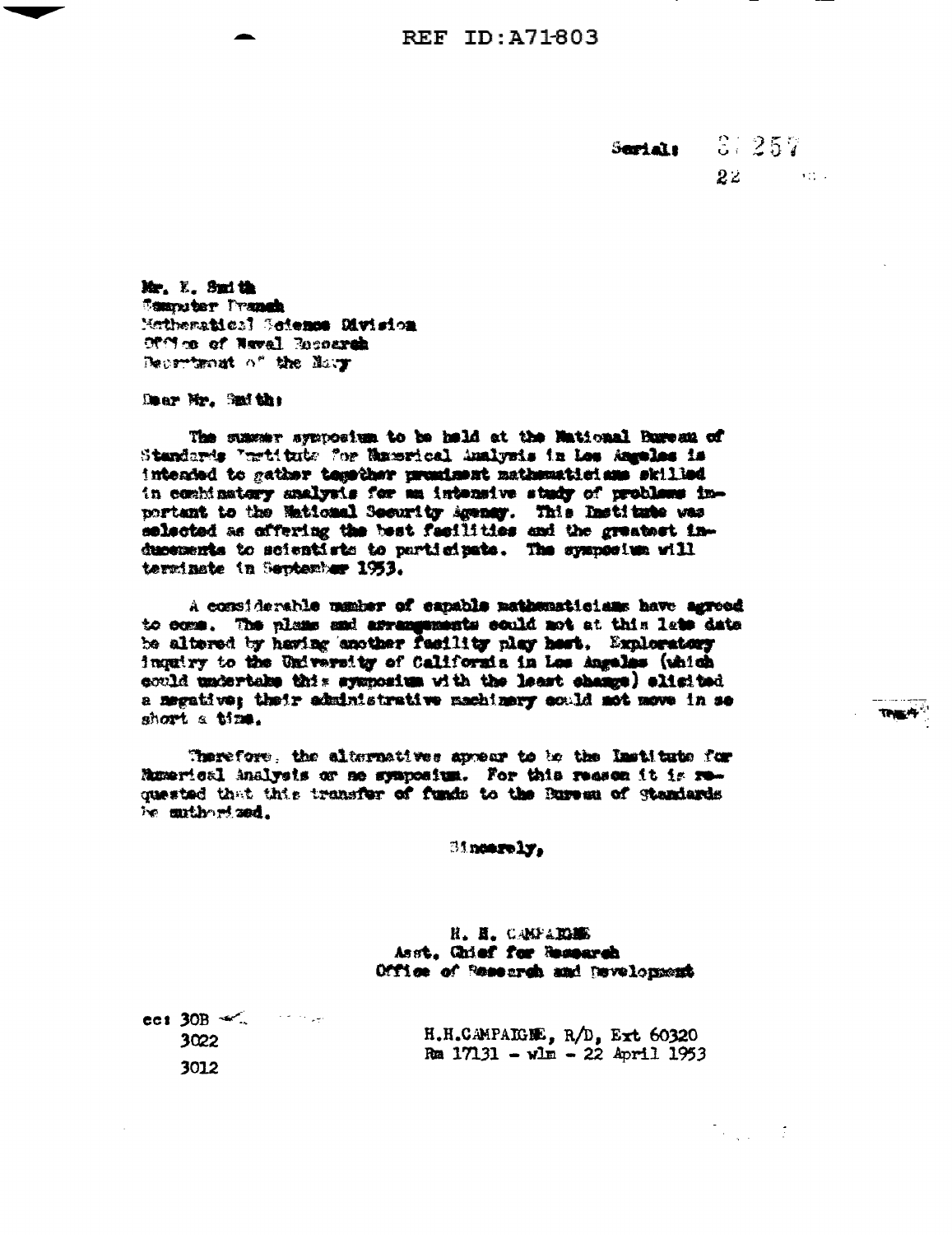REF ID:A71803

Serial: 3/257
22

Mr. E. Smith
Computer Branch
Mathematical Science Division
Office of Naval Research
Department of the Navy

Dear Mr. Smith:

The summer symposium to be held at the National Bureau of Standards Institute for Numerical Analysis in Los Angeles is intended to gather together prominent mathematicians skilled in combinatory analysis for an intensive study of problems important to the National Security Agency. This Institute was selected as offering the best facilities and the greatest inducements to scientists to participate. The symposium will terminate in September 1953.

A considerable number of capable mathematicians have agreed to come. The plans and arrangements could not at this late date be altered by having another facility play host. Exploratory inquiry to the University of California in Los Angeles (which could undertake this symposium with the least change) elicited a negative; their administrative machinery could not move in so short a time.

Therefore, the alternatives appear to be the Institute for Numerical Analysis or no symposium. For this reason it is requested that this transfer of funds to the Bureau of Standards be authorized.

Sincerely,

H. H. CAMPAIGNE
Asst. Chief for Research
Office of Research and Development

cc: 30B
3022
3012

H.H.CAMPAIGNE, R/D, Ext 60320
Rm 17131 - wlm - 22 April 1953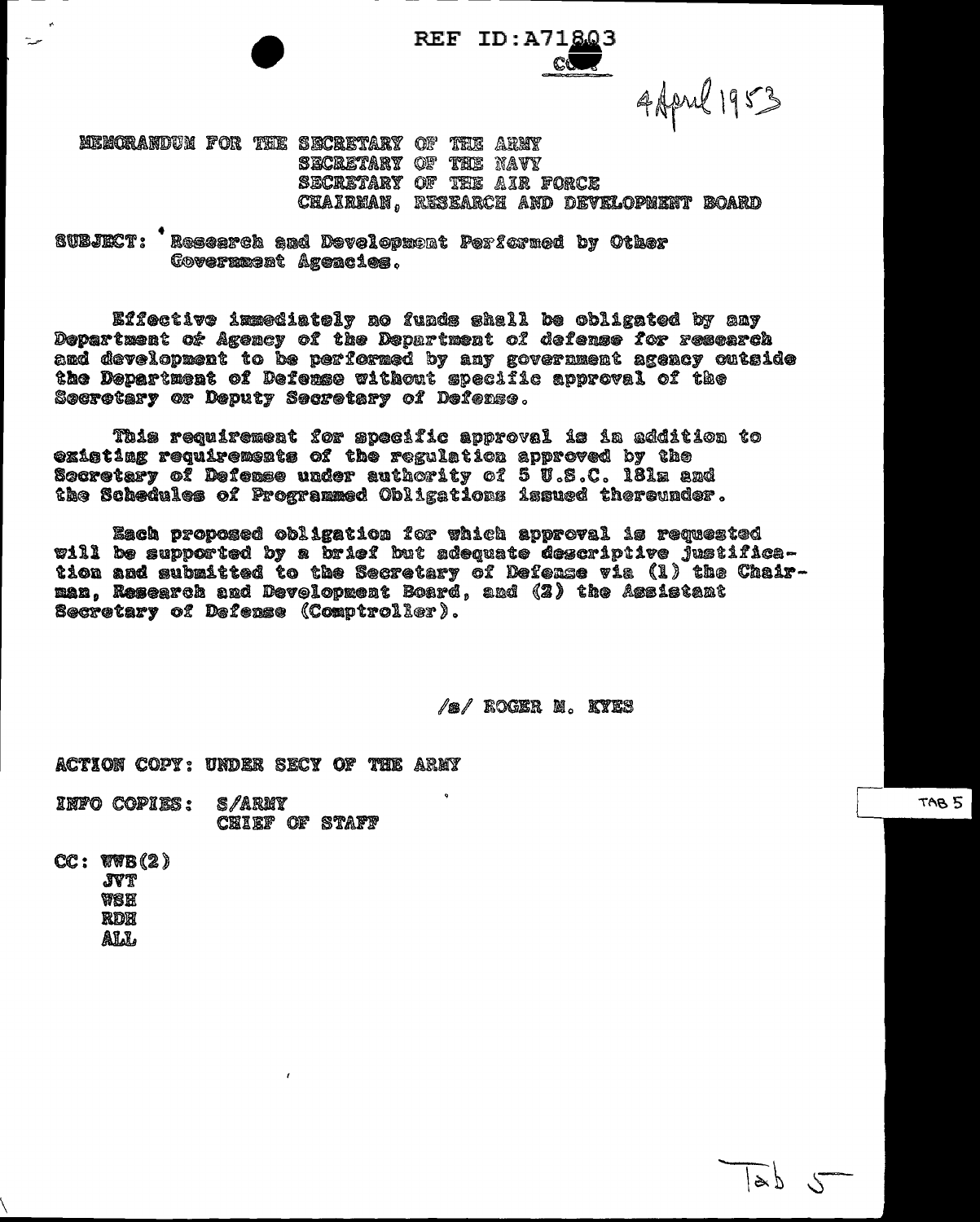REF ID:A71803

COPY

4 April 1953

MEMORANDUM FOR THE SECRETARY OF THE ARMY
SECRETARY OF THE NAVY
SECRETARY OF THE AIR FORCE
CHAIRMAN, RESEARCH AND DEVELOPMENT BOARD

SUBJECT: Research and Development Performed by Other Government Agencies.

Effective immediately no funds shall be obligated by any Department or Agency of the Department of defense for research and development to be performed by any government agency outside the Department of Defense without specific approval of the Secretary or Deputy Secretary of Defense.

This requirement for specific approval is in addition to existing requirements of the regulation approved by the Secretary of Defense under authority of 5 U.S.C. 181m and the Schedules of Programmed Obligations issued thereunder.

Each proposed obligation for which approval is requested will be supported by a brief but adequate descriptive justification and submitted to the Secretary of Defense via (1) the Chairman, Research and Development Board, and (2) the Assistant Secretary of Defense (Comptroller).

/s/ ROGER M. KYES

ACTION COPY: UNDER SECY OF THE ARMY

INFO COPIES: S/ARMY
CHIEF OF STAFF

CC: WWB(2)
JVT
WSH
RDH
ALL

TAB 5

Tab 5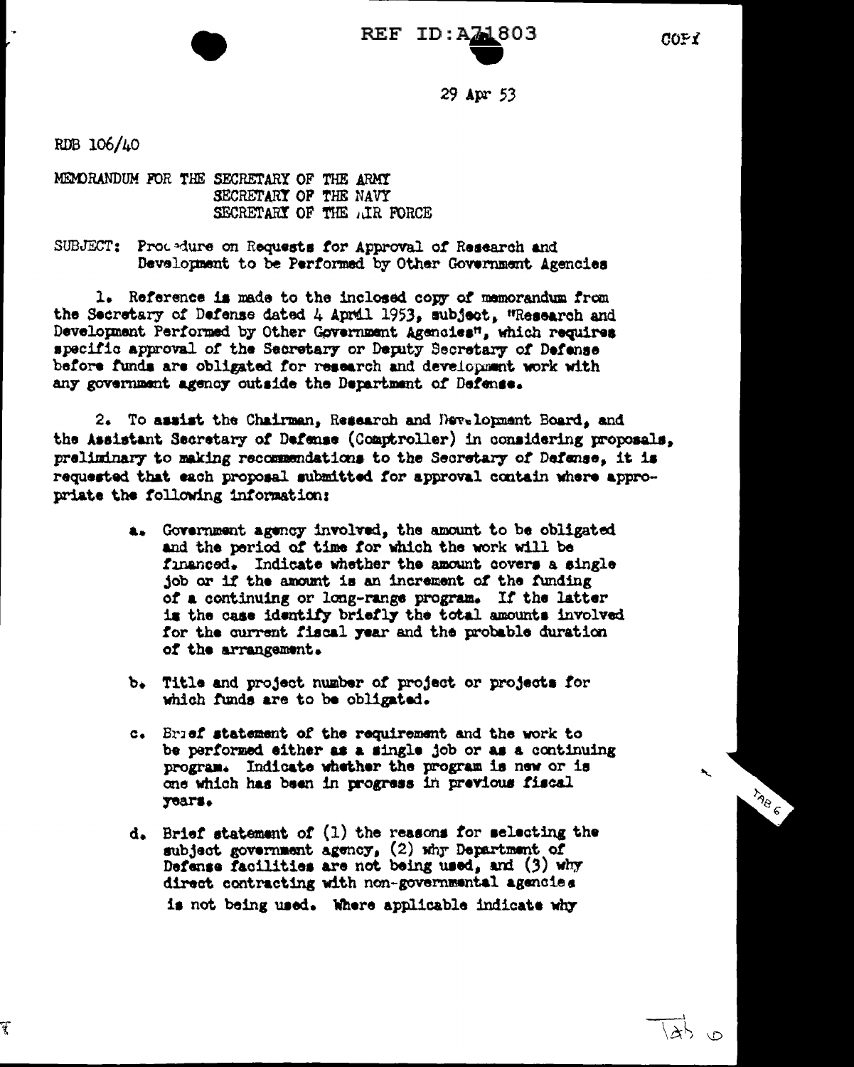REF ID:A71803

COPY

29 Apr 53

RDB 106/40

MEMORANDUM FOR THE SECRETARY OF THE ARMY
SECRETARY OF THE NAVY
SECRETARY OF THE AIR FORCE

SUBJECT: Procedure on Requests for Approval of Research and Development to be Performed by Other Government Agencies

1. Reference is made to the inclosed copy of memorandum from the Secretary of Defense dated 4 April 1953, subject, "Research and Development Performed by Other Government Agencies", which requires specific approval of the Secretary or Deputy Secretary of Defense before funds are obligated for research and development work with any government agency outside the Department of Defense.

2. To assist the Chairman, Research and Development Board, and the Assistant Secretary of Defense (Comptroller) in considering proposals, preliminary to making recommendations to the Secretary of Defense, it is requested that each proposal submitted for approval contain where appropriate the following information:

a. Government agency involved, the amount to be obligated and the period of time for which the work will be financed. Indicate whether the amount covers a single job or if the amount is an increment of the funding of a continuing or long-range program. If the latter is the case identify briefly the total amounts involved for the current fiscal year and the probable duration of the arrangement.

b. Title and project number of project or projects for which funds are to be obligated.

c. Brief statement of the requirement and the work to be performed either as a single job or as a continuing program. Indicate whether the program is new or is one which has been in progress in previous fiscal years.

d. Brief statement of (1) the reasons for selecting the subject government agency, (2) why Department of Defense facilities are not being used, and (3) why direct contracting with non-governmental agencies is not being used. Where applicable indicate why

TAB 6

Tab 6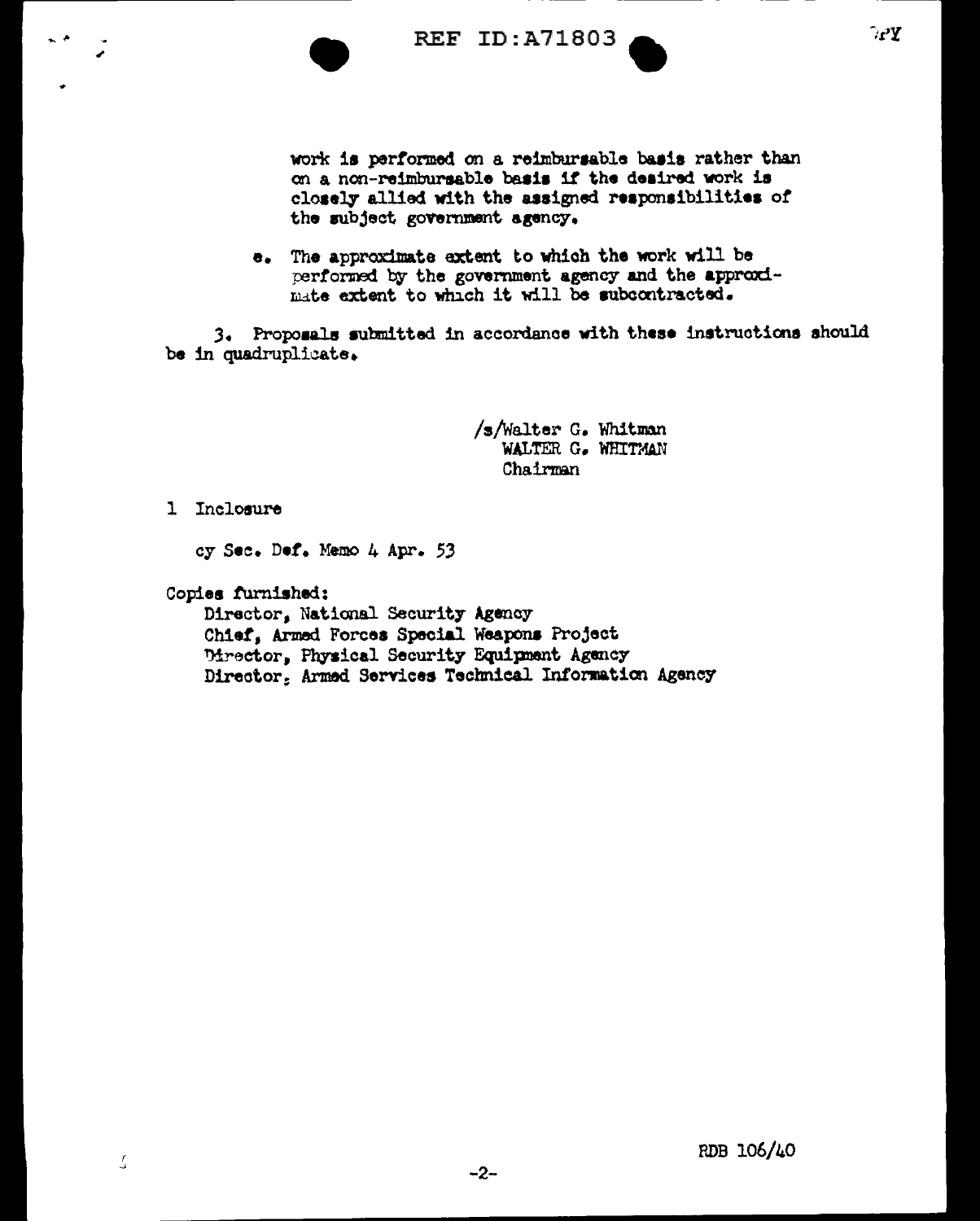work is performed on a reimbursable basis rather than on a non-reimbursable basis if the desired work is closely allied with the assigned responsibilities of the subject government agency.

e. The approximate extent to which the work will be performed by the government agency and the approximate extent to which it will be subcontracted.

3. Proposals submitted in accordance with these instructions should be in quadruplicate.

/s/Walter G. Whitman
WALTER G. WHITMAN
Chairman

1 Inclosure

cy Sec. Def. Memo 4 Apr. 53

Copies furnished:
Director, National Security Agency
Chief, Armed Forces Special Weapons Project
Director, Physical Security Equipment Agency
Director, Armed Services Technical Information Agency

RDB 106/40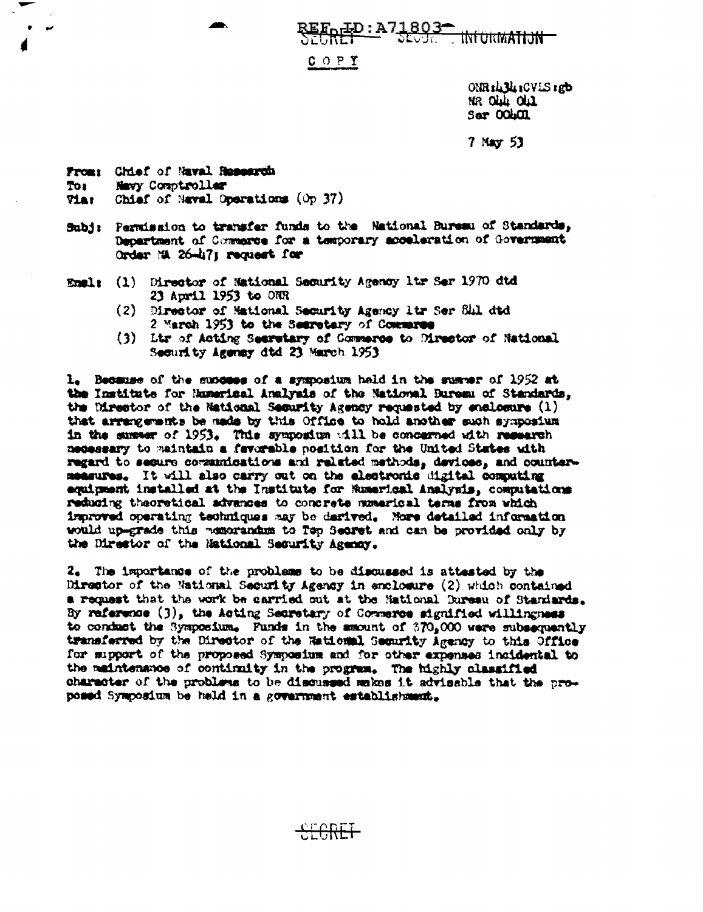REF ID:A71803 SECRET SECURITY INFORMATION

COPY

ONR:434:CVLS:gb
NR 044 041
Ser 00401

7 May 53

From: Chief of Naval Research
To: Navy Comptroller
Via: Chief of Naval Operations (Op 37)

Subj: Permission to transfer funds to the National Bureau of Standards, Department of Commerce for a temporary acceleration of Government Order NA 26-47; request for

Encl: (1) Director of National Security Agency ltr Ser 1970 dtd 23 April 1953 to ONR
(2) Director of National Security Agency ltr Ser 841 dtd 2 March 1953 to the Secretary of Commerce
(3) Ltr of Acting Secretary of Commerce to Director of National Security Agency dtd 23 March 1953

1. Because of the success of a symposium held in the summer of 1952 at the Institute for Numerical Analysis of the National Bureau of Standards, the Director of the National Security Agency requested by enclosure (1) that arrangements be made by this Office to hold another such symposium in the summer of 1953. This symposium will be concerned with research necessary to maintain a favorable position for the United States with regard to secure communications and related methods, devices, and countermeasures. It will also carry out on the electronic digital computing equipment installed at the Institute for Numerical Analysis, computations reducing theoretical advances to concrete numerical terms from which improved operating techniques may be derived. More detailed information would up-grade this memorandum to Top Secret and can be provided only by the Director of the National Security Agency.

2. The importance of the problems to be discussed is attested by the Director of the National Security Agency in enclosure (2) which contained a request that the work be carried out at the National Bureau of Standards. By reference (3), the Acting Secretary of Commerce signified willingness to conduct the Symposium. Funds in the amount of $70,000 were subsequently transferred by the Director of the National Security Agency to this Office for support of the proposed Symposium and for other expenses incidental to the maintenance of continuity in the program. The highly classified character of the problems to be discussed makes it advisable that the proposed Symposium be held in a government establishment.

SECRET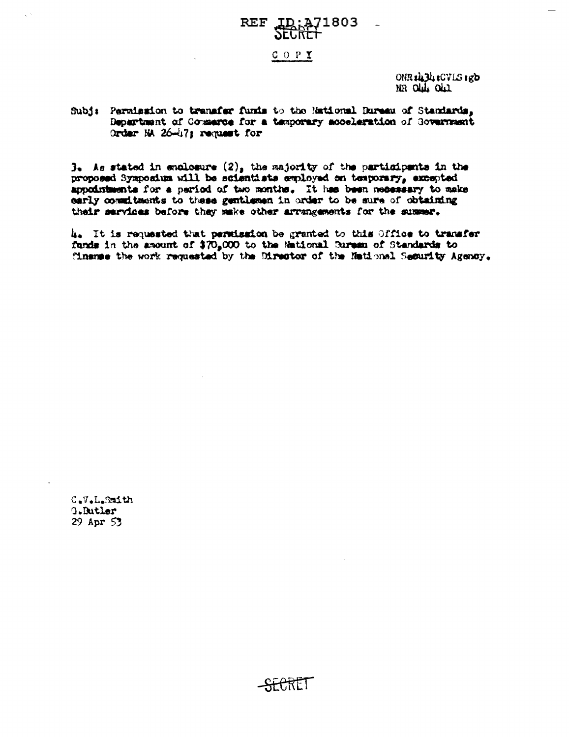SECRET

COPY

ONR:434:CVLS:gb
NR 044 041

Subj: Permission to transfer funds to the National Bureau of Standards, Department of Commerce for a temporary acceleration of Government Order NA 26-47; request for

3. As stated in enclosure (2), the majority of the participants in the proposed Symposium will be scientists employed on temporary, excepted appointments for a period of two months. It has been necessary to make early commitments to these gentlemen in order to be sure of obtaining their services before they make other arrangements for the summer.

4. It is requested that permission be granted to this Office to transfer funds in the amount of $70,000 to the National Bureau of Standards to finance the work requested by the Director of the National Security Agency.

C.V.L.Smith
G.Butler
29 Apr 53

SECRET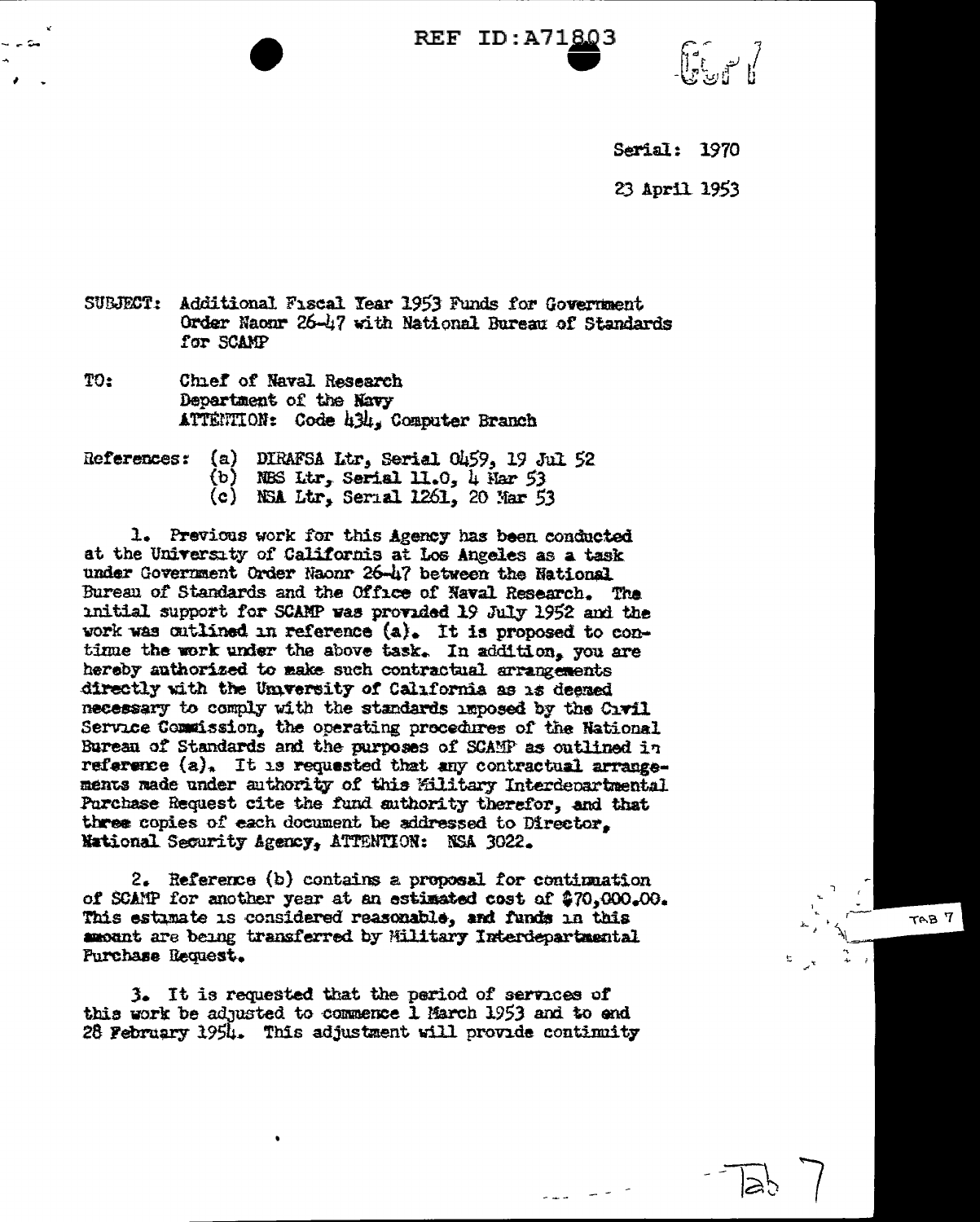REF ID:A71803

Serial: 1970

23 April 1953

SUBJECT: Additional Fiscal Year 1953 Funds for Government Order Naonr 26-47 with National Bureau of Standards for SCAMP

TO: Chief of Naval Research
Department of the Navy
ATTENTION: Code 434, Computer Branch

References: (a) DIRAFSA Ltr, Serial 0459, 19 Jul 52
(b) NBS Ltr, Serial 11.0, 4 Mar 53
(c) NSA Ltr, Serial 1261, 20 Mar 53

1. Previous work for this Agency has been conducted at the University of California at Los Angeles as a task under Government Order Naonr 26-47 between the National Bureau of Standards and the Office of Naval Research. The initial support for SCAMP was provided 19 July 1952 and the work was outlined in reference (a). It is proposed to continue the work under the above task. In addition, you are hereby authorized to make such contractual arrangements directly with the University of California as is deemed necessary to comply with the standards imposed by the Civil Service Commission, the operating procedures of the National Bureau of Standards and the purposes of SCAMP as outlined in reference (a). It is requested that any contractual arrangements made under authority of this Military Interdepartmental Purchase Request cite the fund authority therefor, and that three copies of each document be addressed to Director, National Security Agency, ATTENTION: NSA 3022.

2. Reference (b) contains a proposal for continuation of SCAMP for another year at an estimated cost of $70,000.00. This estimate is considered reasonable, and funds in this amount are being transferred by Military Interdepartmental Purchase Request.

3. It is requested that the period of services of this work be adjusted to commence 1 March 1953 and to end 28 February 1954. This adjustment will provide continuity

Tab 7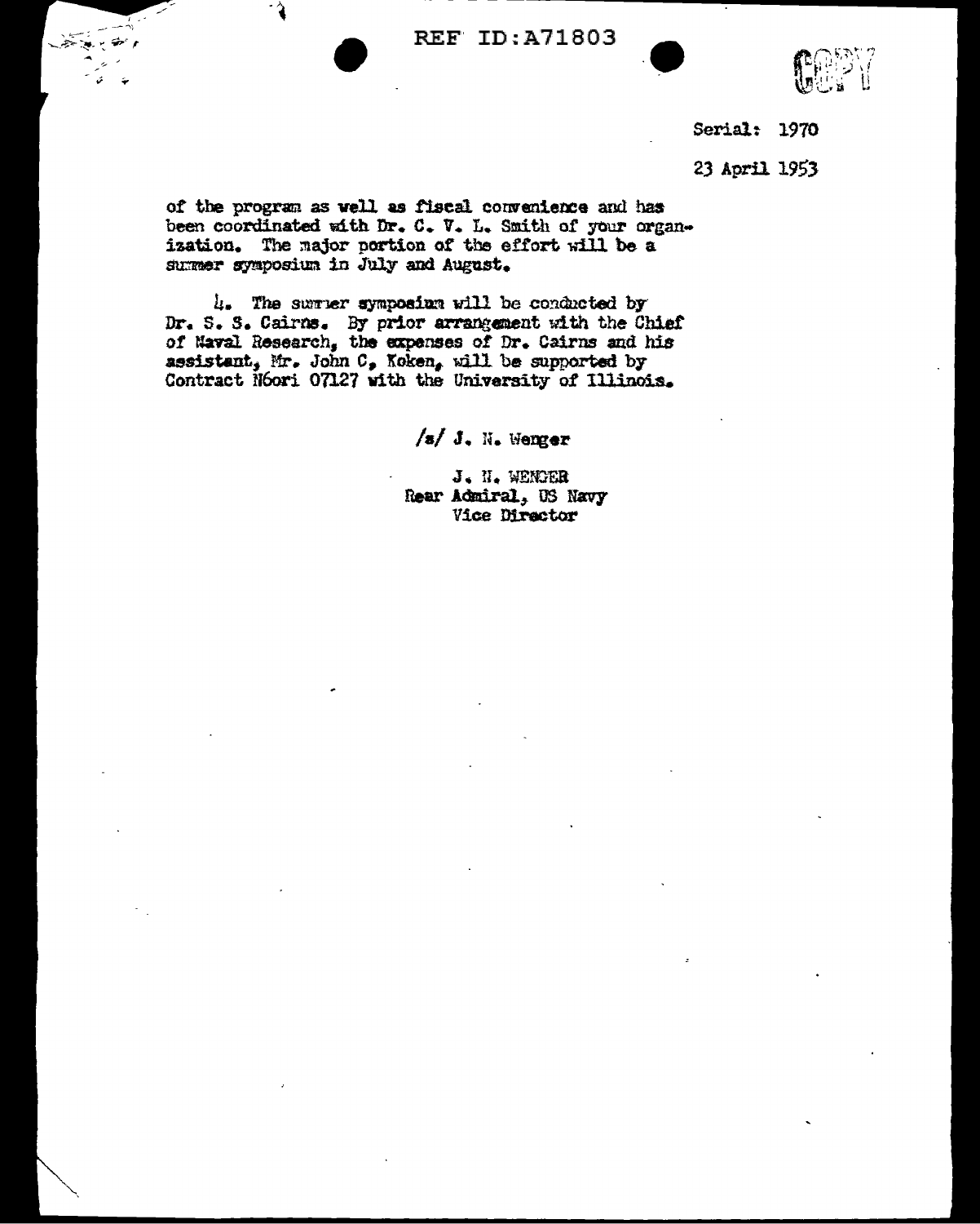COPY

Serial: 1970

23 April 1953

of the program as well as fiscal convenience and has been coordinated with Dr. C. V. L. Smith of your organization. The major portion of the effort will be a summer symposium in July and August.

4. The summer symposium will be conducted by Dr. S. S. Cairns. By prior arrangement with the Chief of Naval Research, the expenses of Dr. Cairns and his assistant, Mr. John C. Koken, will be supported by Contract N6ori 07127 with the University of Illinois.

/s/ J. N. Wenger

J. N. WENGER
Rear Admiral, US Navy
Vice Director